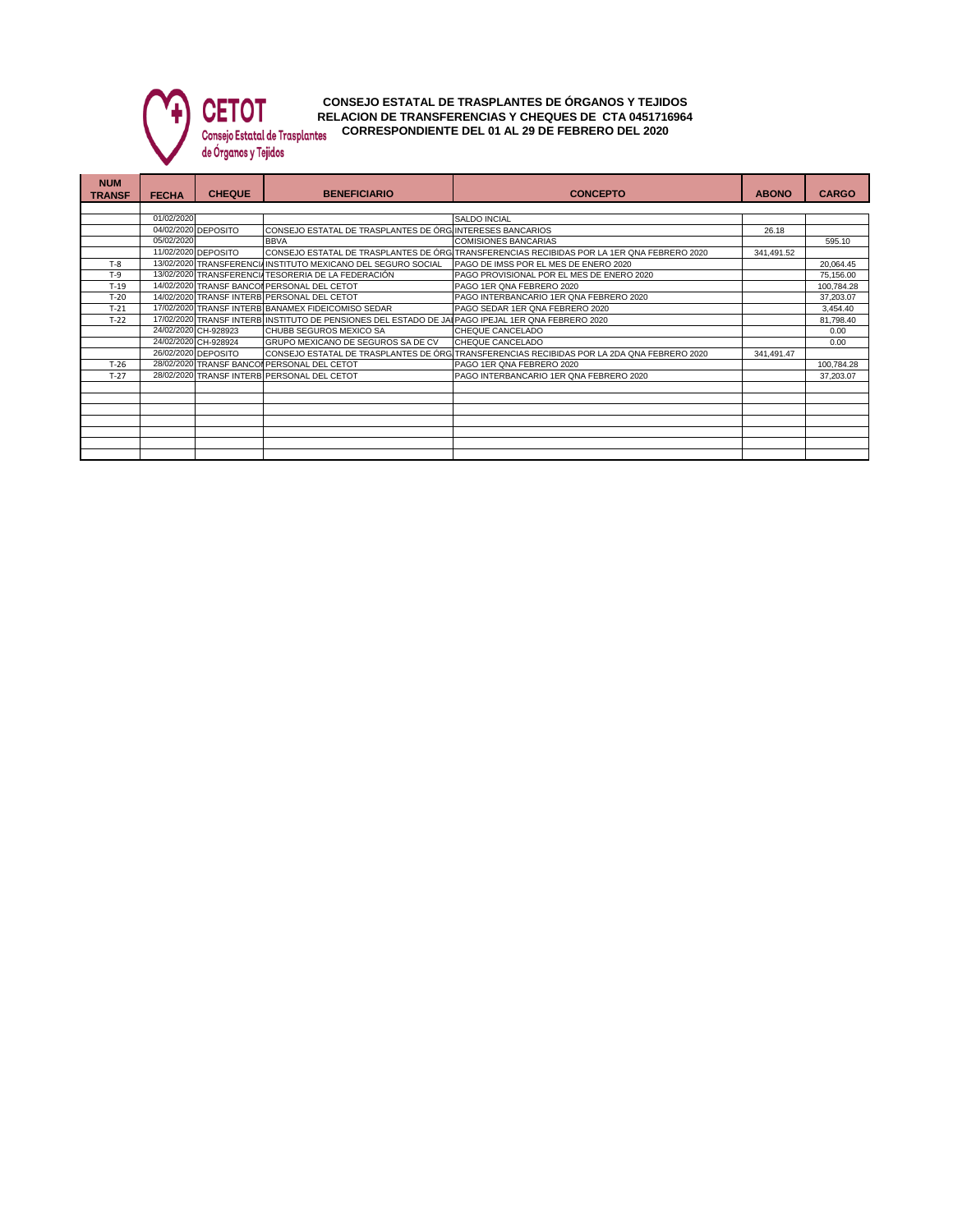CETOT
Consejo Estatal de Trasplantes de Órganos y Tejidos

**CONSEJO ESTATAL DE TRASPLANTES DE ÓRGANOS Y TEJIDOS**
**RELACION DE TRANSFERENCIAS Y CHEQUES DE CTA 0451716964**
**CORRESPONDIENTE DEL 01 AL 29 DE FEBRERO DEL 2020**

| NUM TRANSF | FECHA | CHEQUE | BENEFICIARIO | CONCEPTO | ABONO | CARGO |
|---|---|---|---|---|---|---|
| | 01/02/2020 | | | SALDO INCIAL | | |
| | 04/02/2020 | DEPOSITO | CONSEJO ESTATAL DE TRASPLANTES DE ÓRG | INTERESES BANCARIOS | 26.18 | |
| | 05/02/2020 | | BBVA | COMISIONES BANCARIAS | | 595.10 |
| | 11/02/2020 | DEPOSITO | CONSEJO ESTATAL DE TRASPLANTES DE ÓRG | TRANSFERENCIAS RECIBIDAS POR LA 1ER QNA FEBRERO 2020 | 341,491.52 | |
| T-8 | 13/02/2020 | TRANSFERENCI | INSTITUTO MEXICANO DEL SEGURO SOCIAL | PAGO DE IMSS POR EL MES DE ENERO 2020 | | 20,064.45 |
| T-9 | 13/02/2020 | TRANSFERENCI | TESORERIA DE LA FEDERACIÓN | PAGO PROVISIONAL POR EL MES DE ENERO 2020 | | 75,156.00 |
| T-19 | 14/02/2020 | TRANSF BANCO | PERSONAL DEL CETOT | PAGO 1ER QNA FEBRERO 2020 | | 100,784.28 |
| T-20 | 14/02/2020 | TRANSF INTERB | PERSONAL DEL CETOT | PAGO INTERBANCARIO 1ER QNA FEBRERO 2020 | | 37,203.07 |
| T-21 | 17/02/2020 | TRANSF INTERB | BANAMEX FIDEICOMISO SEDAR | PAGO SEDAR 1ER QNA FEBRERO 2020 | | 3,454.40 |
| T-22 | 17/02/2020 | TRANSF INTERB | INSTITUTO DE PENSIONES DEL ESTADO DE JAL | PAGO IPEJAL 1ER QNA FEBRERO 2020 | | 81,798.40 |
| | 24/02/2020 | CH-928923 | CHUBB SEGUROS MEXICO SA | CHEQUE CANCELADO | | 0.00 |
| | 24/02/2020 | CH-928924 | GRUPO MEXICANO DE SEGUROS SA DE CV | CHEQUE CANCELADO | | 0.00 |
| | 26/02/2020 | DEPOSITO | CONSEJO ESTATAL DE TRASPLANTES DE ÓRG | TRANSFERENCIAS RECIBIDAS POR LA 2DA QNA FEBRERO 2020 | 341,491.47 | |
| T-26 | 28/02/2020 | TRANSF BANCO | PERSONAL DEL CETOT | PAGO 1ER QNA FEBRERO 2020 | | 100,784.28 |
| T-27 | 28/02/2020 | TRANSF INTERB | PERSONAL DEL CETOT | PAGO INTERBANCARIO 1ER QNA FEBRERO 2020 | | 37,203.07 |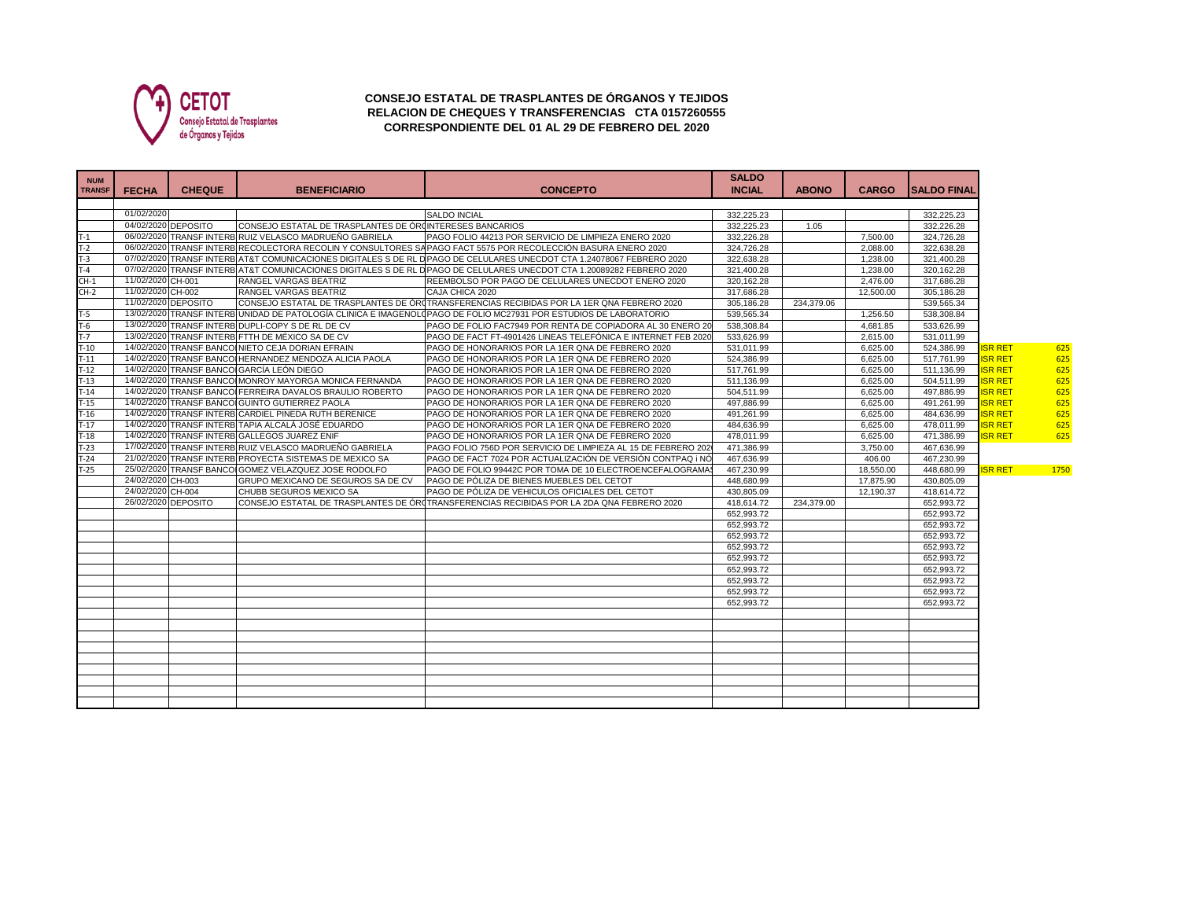CETOT
Consejo Estatal de Trasplantes de Órganos y Tejidos

**CONSEJO ESTATAL DE TRASPLANTES DE ÓRGANOS Y TEJIDOS**
**RELACION DE CHEQUES Y TRANSFERENCIAS CTA 0157260555**
**CORRESPONDIENTE DEL 01 AL 29 DE FEBRERO DEL 2020**

| NUM TRANSF | FECHA | CHEQUE | BENEFICIARIO | CONCEPTO | SALDO INCIAL | ABONO | CARGO | SALDO FINAL | | |
|---|---|---|---|---|---|---|---|---|---|---|
| | 01/02/2020 | | | SALDO INCIAL | 332,225.23 | | | 332,225.23 | | |
| | 04/02/2020 | DEPOSITO | CONSEJO ESTATAL DE TRASPLANTES DE ÓR | INTERESES BANCARIOS | 332,225.23 | 1.05 | | 332,226.28 | | |
| T-1 | 06/02/2020 | TRANSF INTERB | RUIZ VELASCO MADRUEÑO GABRIELA | PAGO FOLIO 44213 POR SERVICIO DE LIMPIEZA ENERO 2020 | 332,226.28 | | 7,500.00 | 324,726.28 | | |
| T-2 | 06/02/2020 | TRANSF INTERB | RECOLECTORA RECOLIN Y CONSULTORES SA | PAGO FACT 5575 POR RECOLECCIÓN BASURA ENERO 2020 | 324,726.28 | | 2,088.00 | 322,638.28 | | |
| T-3 | 07/02/2020 | TRANSF INTERB | AT&T COMUNICACIONES DIGITALES S DE RL D | PAGO DE CELULARES UNECDOT CTA 1.24078067 FEBRERO 2020 | 322,638.28 | | 1,238.00 | 321,400.28 | | |
| T-4 | 07/02/2020 | TRANSF INTERB | AT&T COMUNICACIONES DIGITALES S DE RL D | PAGO DE CELULARES UNECDOT CTA 1.20089282 FEBRERO 2020 | 321,400.28 | | 1,238.00 | 320,162.28 | | |
| CH-1 | 11/02/2020 | CH-001 | RANGEL VARGAS BEATRIZ | REEMBOLSO POR PAGO DE CELULARES UNECDOT ENERO 2020 | 320,162.28 | | 2,476.00 | 317,686.28 | | |
| CH-2 | 11/02/2020 | CH-002 | RANGEL VARGAS BEATRIZ | CAJA CHICA 2020 | 317,686.28 | | 12,500.00 | 305,186.28 | | |
| | 11/02/2020 | DEPOSITO | CONSEJO ESTATAL DE TRASPLANTES DE ÓR | TRANSFERENCIAS RECIBIDAS POR LA 1ER QNA FEBRERO 2020 | 305,186.28 | 234,379.06 | | 539,565.34 | | |
| T-5 | 13/02/2020 | TRANSF INTERB | UNIDAD DE PATOLOGÍA CLINICA E IMAGENOL | PAGO DE FOLIO MC27931 POR ESTUDIOS DE LABORATORIO | 539,565.34 | | 1,256.50 | 538,308.84 | | |
| T-6 | 13/02/2020 | TRANSF INTERB | DUPLI-COPY S DE RL DE CV | PAGO DE FOLIO FAC7949 POR RENTA DE COPIADORA AL 30 ENERO 20 | 538,308.84 | | 4,681.85 | 533,626.99 | | |
| T-7 | 13/02/2020 | TRANSF INTERB | FTTH DE MÉXICO SA DE CV | PAGO DE FACT FT-4901426 LINEAS TELEFÓNICA E INTERNET FEB 2020 | 533,626.99 | | 2,615.00 | 531,011.99 | | |
| T-10 | 14/02/2020 | TRANSF BANCO | NIETO CEJA DORIAN EFRAIN | PAGO DE HONORARIOS POR LA 1ER QNA DE FEBRERO 2020 | 531,011.99 | | 6,625.00 | 524,386.99 | ISR RET | 625 |
| T-11 | 14/02/2020 | TRANSF BANCO | HERNANDEZ MENDOZA ALICIA PAOLA | PAGO DE HONORARIOS POR LA 1ER QNA DE FEBRERO 2020 | 524,386.99 | | 6,625.00 | 517,761.99 | ISR RET | 625 |
| T-12 | 14/02/2020 | TRANSF BANCO | GARCÍA LEÓN DIEGO | PAGO DE HONORARIOS POR LA 1ER QNA DE FEBRERO 2020 | 517,761.99 | | 6,625.00 | 511,136.99 | ISR RET | 625 |
| T-13 | 14/02/2020 | TRANSF BANCO | MONROY MAYORGA MONICA FERNANDA | PAGO DE HONORARIOS POR LA 1ER QNA DE FEBRERO 2020 | 511,136.99 | | 6,625.00 | 504,511.99 | ISR RET | 625 |
| T-14 | 14/02/2020 | TRANSF BANCO | FERREIRA DAVALOS BRAULIO ROBERTO | PAGO DE HONORARIOS POR LA 1ER QNA DE FEBRERO 2020 | 504,511.99 | | 6,625.00 | 497,886.99 | ISR RET | 625 |
| T-15 | 14/02/2020 | TRANSF BANCO | GUINTO GUTIERREZ PAOLA | PAGO DE HONORARIOS POR LA 1ER QNA DE FEBRERO 2020 | 497,886.99 | | 6,625.00 | 491,261.99 | ISR RET | 625 |
| T-16 | 14/02/2020 | TRANSF INTERB | CARDIEL PINEDA RUTH BERENICE | PAGO DE HONORARIOS POR LA 1ER QNA DE FEBRERO 2020 | 491,261.99 | | 6,625.00 | 484,636.99 | ISR RET | 625 |
| T-17 | 14/02/2020 | TRANSF INTERB | TAPIA ALCALÁ JOSÉ EDUARDO | PAGO DE HONORARIOS POR LA 1ER QNA DE FEBRERO 2020 | 484,636.99 | | 6,625.00 | 478,011.99 | ISR RET | 625 |
| T-18 | 14/02/2020 | TRANSF INTERB | GALLEGOS JUAREZ ENIF | PAGO DE HONORARIOS POR LA 1ER QNA DE FEBRERO 2020 | 478,011.99 | | 6,625.00 | 471,386.99 | ISR RET | 625 |
| T-23 | 17/02/2020 | TRANSF INTERB | RUIZ VELASCO MADRUEÑO GABRIELA | PAGO FOLIO 756D POR SERVICIO DE LIMPIEZA AL 15 DE FEBRERO 202 | 471,386.99 | | 3,750.00 | 467,636.99 | | |
| T-24 | 21/02/2020 | TRANSF INTERB | PROYECTA SISTEMAS DE MEXICO SA | PAGO DE FACT 7024 POR ACTUALIZACIÓN DE VERSIÓN CONTPAQ i NÓ | 467,636.99 | | 406.00 | 467,230.99 | | |
| T-25 | 25/02/2020 | TRANSF BANCO | GOMEZ VELAZQUEZ JOSE RODOLFO | PAGO DE FOLIO 99442C POR TOMA DE 10 ELECTROENCEFALOGRAMAS | 467,230.99 | | 18,550.00 | 448,680.99 | ISR RET | 1750 |
| | 24/02/2020 | CH-003 | GRUPO MEXICANO DE SEGUROS SA DE CV | PAGO DE PÓLIZA DE BIENES MUEBLES DEL CETOT | 448,680.99 | | 17,875.90 | 430,805.09 | | |
| | 24/02/2020 | CH-004 | CHUBB SEGUROS MEXICO SA | PAGO DE PÓLIZA DE VEHICULOS OFICIALES DEL CETOT | 430,805.09 | | 12,190.37 | 418,614.72 | | |
| | 26/02/2020 | DEPOSITO | CONSEJO ESTATAL DE TRASPLANTES DE ÓR | TRANSFERENCIAS RECIBIDAS POR LA 2DA QNA FEBRERO 2020 | 418,614.72 | 234,379.00 | | 652,993.72 | | |
| | | | | | 652,993.72 | | | 652,993.72 | | |
| | | | | | 652,993.72 | | | 652,993.72 | | |
| | | | | | 652,993.72 | | | 652,993.72 | | |
| | | | | | 652,993.72 | | | 652,993.72 | | |
| | | | | | 652,993.72 | | | 652,993.72 | | |
| | | | | | 652,993.72 | | | 652,993.72 | | |
| | | | | | 652,993.72 | | | 652,993.72 | | |
| | | | | | 652,993.72 | | | 652,993.72 | | |
| | | | | | 652,993.72 | | | 652,993.72 | | |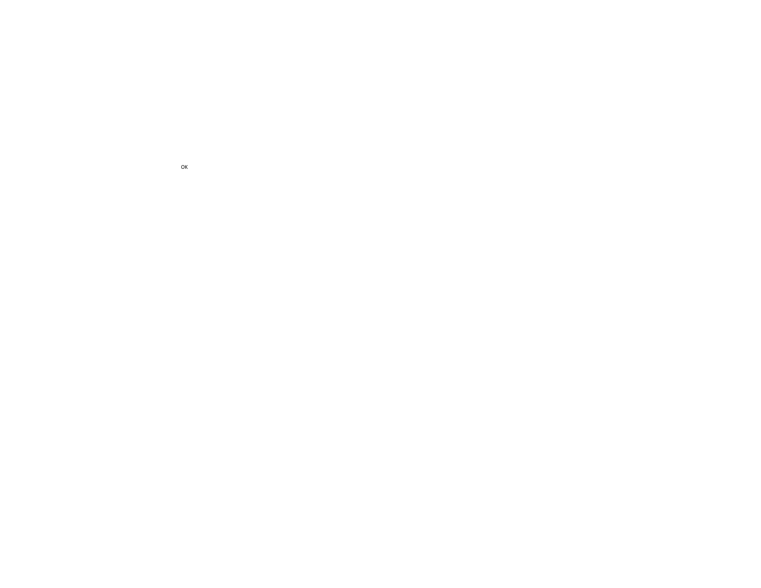OK